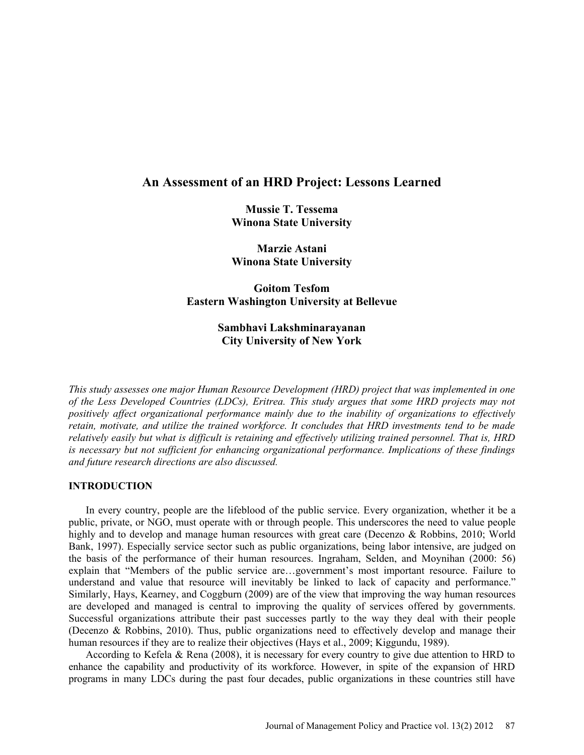# An Assessment of an HRD Project: Lessons Learned

**Mussie T. Tessema**
**Winona State University**

**Marzie Astani**
**Winona State University**

**Goitom Tesfom**
**Eastern Washington University at Bellevue**

**Sambhavi Lakshminarayanan**
**City University of New York**

*This study assesses one major Human Resource Development (HRD) project that was implemented in one of the Less Developed Countries (LDCs), Eritrea. This study argues that some HRD projects may not positively affect organizational performance mainly due to the inability of organizations to effectively retain, motivate, and utilize the trained workforce. It concludes that HRD investments tend to be made relatively easily but what is difficult is retaining and effectively utilizing trained personnel. That is, HRD is necessary but not sufficient for enhancing organizational performance. Implications of these findings and future research directions are also discussed.*

## INTRODUCTION

In every country, people are the lifeblood of the public service. Every organization, whether it be a public, private, or NGO, must operate with or through people. This underscores the need to value people highly and to develop and manage human resources with great care (Decenzo & Robbins, 2010; World Bank, 1997). Especially service sector such as public organizations, being labor intensive, are judged on the basis of the performance of their human resources. Ingraham, Selden, and Moynihan (2000: 56) explain that "Members of the public service are…government's most important resource. Failure to understand and value that resource will inevitably be linked to lack of capacity and performance." Similarly, Hays, Kearney, and Coggburn (2009) are of the view that improving the way human resources are developed and managed is central to improving the quality of services offered by governments. Successful organizations attribute their past successes partly to the way they deal with their people (Decenzo & Robbins, 2010). Thus, public organizations need to effectively develop and manage their human resources if they are to realize their objectives (Hays et al., 2009; Kiggundu, 1989).

According to Kefela & Rena (2008), it is necessary for every country to give due attention to HRD to enhance the capability and productivity of its workforce. However, in spite of the expansion of HRD programs in many LDCs during the past four decades, public organizations in these countries still have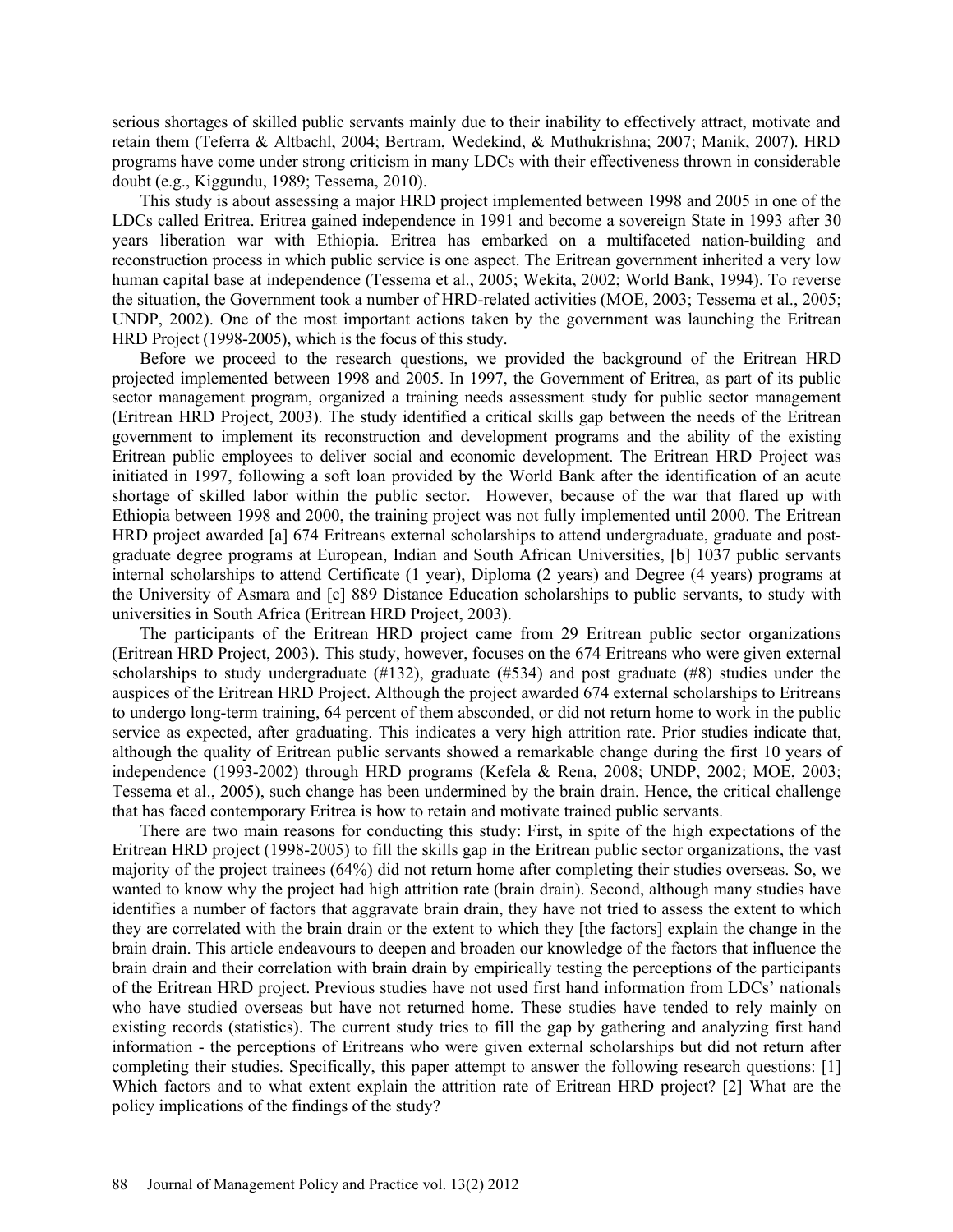serious shortages of skilled public servants mainly due to their inability to effectively attract, motivate and retain them (Teferra & Altbachl, 2004; Bertram, Wedekind, & Muthukrishna; 2007; Manik, 2007). HRD programs have come under strong criticism in many LDCs with their effectiveness thrown in considerable doubt (e.g., Kiggundu, 1989; Tessema, 2010).

This study is about assessing a major HRD project implemented between 1998 and 2005 in one of the LDCs called Eritrea. Eritrea gained independence in 1991 and become a sovereign State in 1993 after 30 years liberation war with Ethiopia. Eritrea has embarked on a multifaceted nation-building and reconstruction process in which public service is one aspect. The Eritrean government inherited a very low human capital base at independence (Tessema et al., 2005; Wekita, 2002; World Bank, 1994). To reverse the situation, the Government took a number of HRD-related activities (MOE, 2003; Tessema et al., 2005; UNDP, 2002). One of the most important actions taken by the government was launching the Eritrean HRD Project (1998-2005), which is the focus of this study.

Before we proceed to the research questions, we provided the background of the Eritrean HRD projected implemented between 1998 and 2005. In 1997, the Government of Eritrea, as part of its public sector management program, organized a training needs assessment study for public sector management (Eritrean HRD Project, 2003). The study identified a critical skills gap between the needs of the Eritrean government to implement its reconstruction and development programs and the ability of the existing Eritrean public employees to deliver social and economic development. The Eritrean HRD Project was initiated in 1997, following a soft loan provided by the World Bank after the identification of an acute shortage of skilled labor within the public sector. However, because of the war that flared up with Ethiopia between 1998 and 2000, the training project was not fully implemented until 2000. The Eritrean HRD project awarded [a] 674 Eritreans external scholarships to attend undergraduate, graduate and post-graduate degree programs at European, Indian and South African Universities, [b] 1037 public servants internal scholarships to attend Certificate (1 year), Diploma (2 years) and Degree (4 years) programs at the University of Asmara and [c] 889 Distance Education scholarships to public servants, to study with universities in South Africa (Eritrean HRD Project, 2003).

The participants of the Eritrean HRD project came from 29 Eritrean public sector organizations (Eritrean HRD Project, 2003). This study, however, focuses on the 674 Eritreans who were given external scholarships to study undergraduate (#132), graduate (#534) and post graduate (#8) studies under the auspices of the Eritrean HRD Project. Although the project awarded 674 external scholarships to Eritreans to undergo long-term training, 64 percent of them absconded, or did not return home to work in the public service as expected, after graduating. This indicates a very high attrition rate. Prior studies indicate that, although the quality of Eritrean public servants showed a remarkable change during the first 10 years of independence (1993-2002) through HRD programs (Kefela & Rena, 2008; UNDP, 2002; MOE, 2003; Tessema et al., 2005), such change has been undermined by the brain drain. Hence, the critical challenge that has faced contemporary Eritrea is how to retain and motivate trained public servants.

There are two main reasons for conducting this study: First, in spite of the high expectations of the Eritrean HRD project (1998-2005) to fill the skills gap in the Eritrean public sector organizations, the vast majority of the project trainees (64%) did not return home after completing their studies overseas. So, we wanted to know why the project had high attrition rate (brain drain). Second, although many studies have identifies a number of factors that aggravate brain drain, they have not tried to assess the extent to which they are correlated with the brain drain or the extent to which they [the factors] explain the change in the brain drain. This article endeavours to deepen and broaden our knowledge of the factors that influence the brain drain and their correlation with brain drain by empirically testing the perceptions of the participants of the Eritrean HRD project. Previous studies have not used first hand information from LDCs' nationals who have studied overseas but have not returned home. These studies have tended to rely mainly on existing records (statistics). The current study tries to fill the gap by gathering and analyzing first hand information - the perceptions of Eritreans who were given external scholarships but did not return after completing their studies. Specifically, this paper attempt to answer the following research questions: [1] Which factors and to what extent explain the attrition rate of Eritrean HRD project? [2] What are the policy implications of the findings of the study?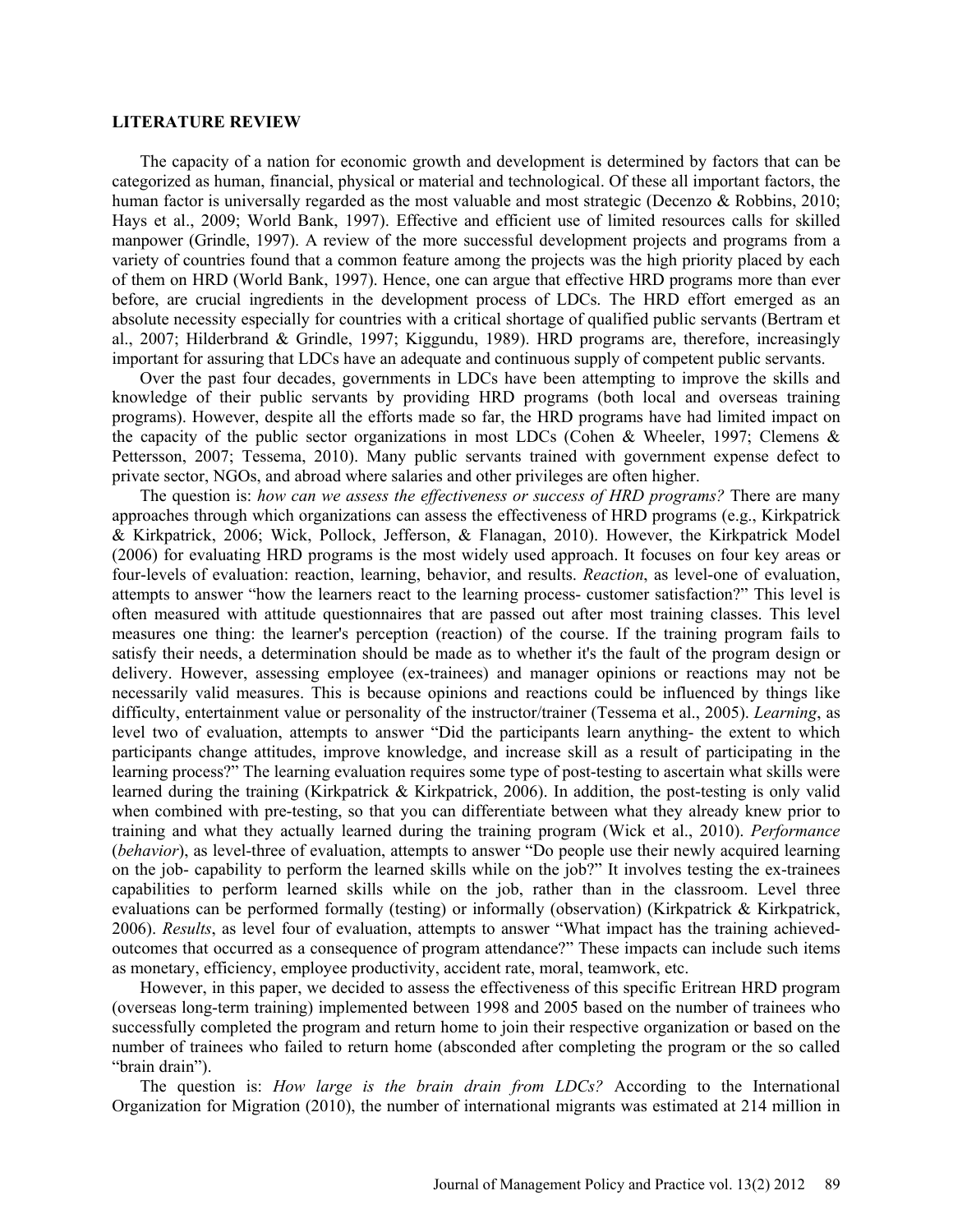## LITERATURE REVIEW

The capacity of a nation for economic growth and development is determined by factors that can be categorized as human, financial, physical or material and technological. Of these all important factors, the human factor is universally regarded as the most valuable and most strategic (Decenzo & Robbins, 2010; Hays et al., 2009; World Bank, 1997). Effective and efficient use of limited resources calls for skilled manpower (Grindle, 1997). A review of the more successful development projects and programs from a variety of countries found that a common feature among the projects was the high priority placed by each of them on HRD (World Bank, 1997). Hence, one can argue that effective HRD programs more than ever before, are crucial ingredients in the development process of LDCs. The HRD effort emerged as an absolute necessity especially for countries with a critical shortage of qualified public servants (Bertram et al., 2007; Hilderbrand & Grindle, 1997; Kiggundu, 1989). HRD programs are, therefore, increasingly important for assuring that LDCs have an adequate and continuous supply of competent public servants.

Over the past four decades, governments in LDCs have been attempting to improve the skills and knowledge of their public servants by providing HRD programs (both local and overseas training programs). However, despite all the efforts made so far, the HRD programs have had limited impact on the capacity of the public sector organizations in most LDCs (Cohen & Wheeler, 1997; Clemens & Pettersson, 2007; Tessema, 2010). Many public servants trained with government expense defect to private sector, NGOs, and abroad where salaries and other privileges are often higher.

The question is: *how can we assess the effectiveness or success of HRD programs?* There are many approaches through which organizations can assess the effectiveness of HRD programs (e.g., Kirkpatrick & Kirkpatrick, 2006; Wick, Pollock, Jefferson, & Flanagan, 2010). However, the Kirkpatrick Model (2006) for evaluating HRD programs is the most widely used approach. It focuses on four key areas or four-levels of evaluation: reaction, learning, behavior, and results. *Reaction*, as level-one of evaluation, attempts to answer "how the learners react to the learning process- customer satisfaction?" This level is often measured with attitude questionnaires that are passed out after most training classes. This level measures one thing: the learner's perception (reaction) of the course. If the training program fails to satisfy their needs, a determination should be made as to whether it's the fault of the program design or delivery. However, assessing employee (ex-trainees) and manager opinions or reactions may not be necessarily valid measures. This is because opinions and reactions could be influenced by things like difficulty, entertainment value or personality of the instructor/trainer (Tessema et al., 2005). *Learning*, as level two of evaluation, attempts to answer "Did the participants learn anything- the extent to which participants change attitudes, improve knowledge, and increase skill as a result of participating in the learning process?" The learning evaluation requires some type of post-testing to ascertain what skills were learned during the training (Kirkpatrick & Kirkpatrick, 2006). In addition, the post-testing is only valid when combined with pre-testing, so that you can differentiate between what they already knew prior to training and what they actually learned during the training program (Wick et al., 2010). *Performance* (*behavior*), as level-three of evaluation, attempts to answer "Do people use their newly acquired learning on the job- capability to perform the learned skills while on the job?" It involves testing the ex-trainees capabilities to perform learned skills while on the job, rather than in the classroom. Level three evaluations can be performed formally (testing) or informally (observation) (Kirkpatrick & Kirkpatrick, 2006). *Results*, as level four of evaluation, attempts to answer "What impact has the training achieved- outcomes that occurred as a consequence of program attendance?" These impacts can include such items as monetary, efficiency, employee productivity, accident rate, moral, teamwork, etc.

However, in this paper, we decided to assess the effectiveness of this specific Eritrean HRD program (overseas long-term training) implemented between 1998 and 2005 based on the number of trainees who successfully completed the program and return home to join their respective organization or based on the number of trainees who failed to return home (absconded after completing the program or the so called "brain drain").

The question is: *How large is the brain drain from LDCs?* According to the International Organization for Migration (2010), the number of international migrants was estimated at 214 million in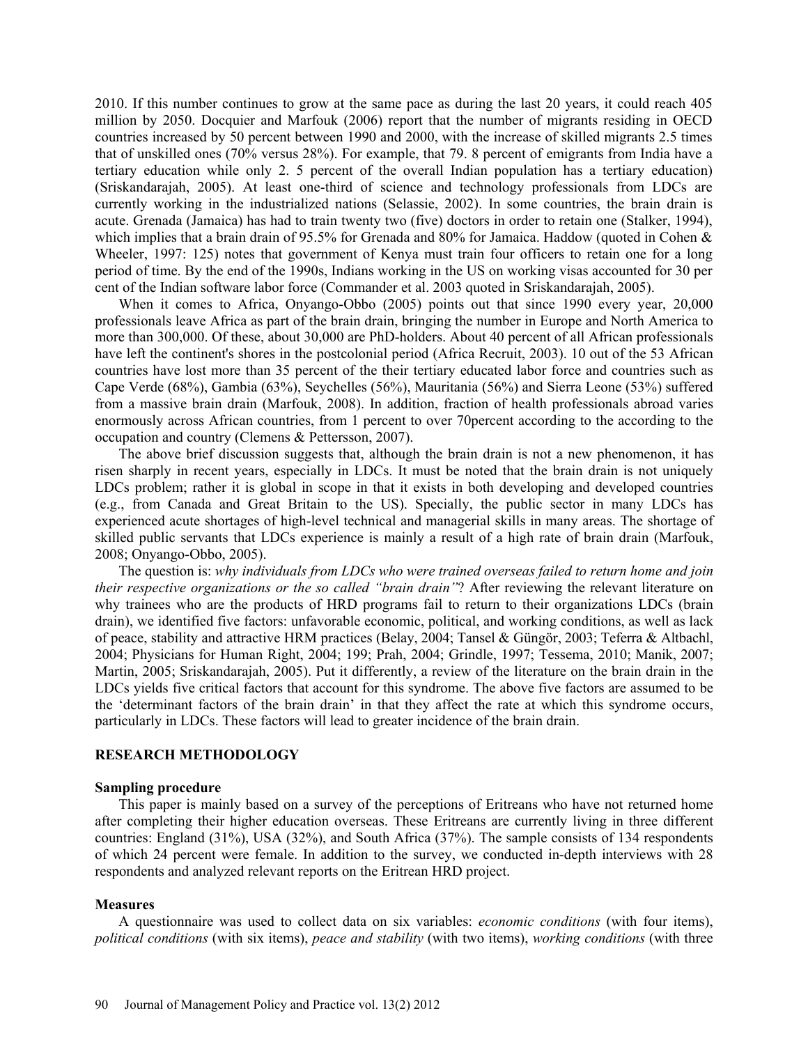2010. If this number continues to grow at the same pace as during the last 20 years, it could reach 405 million by 2050. Docquier and Marfouk (2006) report that the number of migrants residing in OECD countries increased by 50 percent between 1990 and 2000, with the increase of skilled migrants 2.5 times that of unskilled ones (70% versus 28%). For example, that 79. 8 percent of emigrants from India have a tertiary education while only 2. 5 percent of the overall Indian population has a tertiary education) (Sriskandarajah, 2005). At least one-third of science and technology professionals from LDCs are currently working in the industrialized nations (Selassie, 2002). In some countries, the brain drain is acute. Grenada (Jamaica) has had to train twenty two (five) doctors in order to retain one (Stalker, 1994), which implies that a brain drain of 95.5% for Grenada and 80% for Jamaica. Haddow (quoted in Cohen & Wheeler, 1997: 125) notes that government of Kenya must train four officers to retain one for a long period of time. By the end of the 1990s, Indians working in the US on working visas accounted for 30 per cent of the Indian software labor force (Commander et al. 2003 quoted in Sriskandarajah, 2005).

When it comes to Africa, Onyango-Obbo (2005) points out that since 1990 every year, 20,000 professionals leave Africa as part of the brain drain, bringing the number in Europe and North America to more than 300,000. Of these, about 30,000 are PhD-holders. About 40 percent of all African professionals have left the continent's shores in the postcolonial period (Africa Recruit, 2003). 10 out of the 53 African countries have lost more than 35 percent of the their tertiary educated labor force and countries such as Cape Verde (68%), Gambia (63%), Seychelles (56%), Mauritania (56%) and Sierra Leone (53%) suffered from a massive brain drain (Marfouk, 2008). In addition, fraction of health professionals abroad varies enormously across African countries, from 1 percent to over 70percent according to the according to the occupation and country (Clemens & Pettersson, 2007).

The above brief discussion suggests that, although the brain drain is not a new phenomenon, it has risen sharply in recent years, especially in LDCs. It must be noted that the brain drain is not uniquely LDCs problem; rather it is global in scope in that it exists in both developing and developed countries (e.g., from Canada and Great Britain to the US). Specially, the public sector in many LDCs has experienced acute shortages of high-level technical and managerial skills in many areas. The shortage of skilled public servants that LDCs experience is mainly a result of a high rate of brain drain (Marfouk, 2008; Onyango-Obbo, 2005).

The question is: *why individuals from LDCs who were trained overseas failed to return home and join their respective organizations or the so called "brain drain"*? After reviewing the relevant literature on why trainees who are the products of HRD programs fail to return to their organizations LDCs (brain drain), we identified five factors: unfavorable economic, political, and working conditions, as well as lack of peace, stability and attractive HRM practices (Belay, 2004; Tansel & Güngör, 2003; Teferra & Altbachl, 2004; Physicians for Human Right, 2004; 199; Prah, 2004; Grindle, 1997; Tessema, 2010; Manik, 2007; Martin, 2005; Sriskandarajah, 2005). Put it differently, a review of the literature on the brain drain in the LDCs yields five critical factors that account for this syndrome. The above five factors are assumed to be the 'determinant factors of the brain drain' in that they affect the rate at which this syndrome occurs, particularly in LDCs. These factors will lead to greater incidence of the brain drain.

## RESEARCH METHODOLOGY

### Sampling procedure

This paper is mainly based on a survey of the perceptions of Eritreans who have not returned home after completing their higher education overseas. These Eritreans are currently living in three different countries: England (31%), USA (32%), and South Africa (37%). The sample consists of 134 respondents of which 24 percent were female. In addition to the survey, we conducted in-depth interviews with 28 respondents and analyzed relevant reports on the Eritrean HRD project.

### Measures

A questionnaire was used to collect data on six variables: *economic conditions* (with four items), *political conditions* (with six items), *peace and stability* (with two items), *working conditions* (with three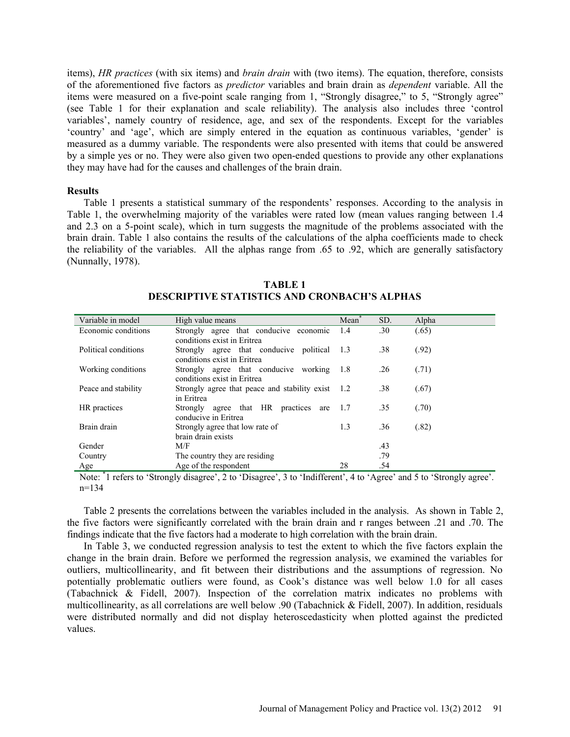items), *HR practices* (with six items) and *brain drain* with (two items). The equation, therefore, consists of the aforementioned five factors as *predictor* variables and brain drain as *dependent* variable. All the items were measured on a five-point scale ranging from 1, "Strongly disagree," to 5, "Strongly agree" (see Table 1 for their explanation and scale reliability). The analysis also includes three 'control variables', namely country of residence, age, and sex of the respondents. Except for the variables 'country' and 'age', which are simply entered in the equation as continuous variables, 'gender' is measured as a dummy variable. The respondents were also presented with items that could be answered by a simple yes or no. They were also given two open-ended questions to provide any other explanations they may have had for the causes and challenges of the brain drain.

**Results**

Table 1 presents a statistical summary of the respondents' responses. According to the analysis in Table 1, the overwhelming majority of the variables were rated low (mean values ranging between 1.4 and 2.3 on a 5-point scale), which in turn suggests the magnitude of the problems associated with the brain drain. Table 1 also contains the results of the calculations of the alpha coefficients made to check the reliability of the variables. All the alphas range from .65 to .92, which are generally satisfactory (Nunnally, 1978).

**TABLE 1**
**DESCRIPTIVE STATISTICS AND CRONBACH'S ALPHAS**

| Variable in model | High value means | Mean* | SD. | Alpha |
|---|---|---|---|---|
| Economic conditions | Strongly agree that conducive economic conditions exist in Eritrea | 1.4 | .30 | (.65) |
| Political conditions | Strongly agree that conducive political conditions exist in Eritrea | 1.3 | .38 | (.92) |
| Working conditions | Strongly agree that conducive working conditions exist in Eritrea | 1.8 | .26 | (.71) |
| Peace and stability | Strongly agree that peace and stability exist in Eritrea | 1.2 | .38 | (.67) |
| HR practices | Strongly agree that HR practices are conducive in Eritrea | 1.7 | .35 | (.70) |
| Brain drain | Strongly agree that low rate of brain drain exists | 1.3 | .36 | (.82) |
| Gender | M/F | | .43 | |
| Country | The country they are residing | | .79 | |
| Age | Age of the respondent | 28 | .54 | |

Note: *1 refers to 'Strongly disagree', 2 to 'Disagree', 3 to 'Indifferent', 4 to 'Agree' and 5 to 'Strongly agree'. n=134

Table 2 presents the correlations between the variables included in the analysis. As shown in Table 2, the five factors were significantly correlated with the brain drain and r ranges between .21 and .70. The findings indicate that the five factors had a moderate to high correlation with the brain drain.

In Table 3, we conducted regression analysis to test the extent to which the five factors explain the change in the brain drain. Before we performed the regression analysis, we examined the variables for outliers, multicollinearity, and fit between their distributions and the assumptions of regression. No potentially problematic outliers were found, as Cook's distance was well below 1.0 for all cases (Tabachnick & Fidell, 2007). Inspection of the correlation matrix indicates no problems with multicollinearity, as all correlations are well below .90 (Tabachnick & Fidell, 2007). In addition, residuals were distributed normally and did not display heteroscedasticity when plotted against the predicted values.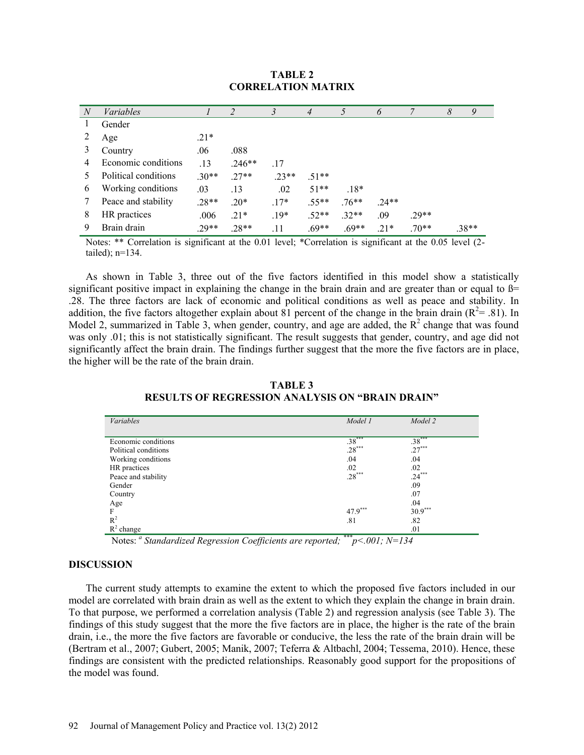**TABLE 2**
**CORRELATION MATRIX**

| *N* | *Variables* | *1* | *2* | *3* | *4* | *5* | *6* | *7* | *8* | *9* |
|---|---|---|---|---|---|---|---|---|---|---|
| 1 | Gender | | | | | | | | | |
| 2 | Age | .21* | | | | | | | | |
| 3 | Country | .06 | .088 | | | | | | | |
| 4 | Economic conditions | .13 | .246** | .17 | | | | | | |
| 5 | Political conditions | .30** | .27** | .23** | .51** | | | | | |
| 6 | Working conditions | .03 | .13 | .02 | 51** | .18* | | | | |
| 7 | Peace and stability | .28** | .20* | .17* | .55** | .76** | .24** | | | |
| 8 | HR practices | .006 | .21* | .19* | .52** | .32** | .09 | .29** | | |
| 9 | Brain drain | .29** | .28** | .11 | .69** | .69** | .21* | .70** | .38** | |

Notes: ** Correlation is significant at the 0.01 level; *Correlation is significant at the 0.05 level (2-tailed); n=134.

As shown in Table 3, three out of the five factors identified in this model show a statistically significant positive impact in explaining the change in the brain drain and are greater than or equal to ß= .28. The three factors are lack of economic and political conditions as well as peace and stability. In addition, the five factors altogether explain about 81 percent of the change in the brain drain ($R^2$= .81). In Model 2, summarized in Table 3, when gender, country, and age are added, the $R^2$ change that was found was only .01; this is not statistically significant. The result suggests that gender, country, and age did not significantly affect the brain drain. The findings further suggest that the more the five factors are in place, the higher will be the rate of the brain drain.

**TABLE 3**
**RESULTS OF REGRESSION ANALYSIS ON "BRAIN DRAIN"**

| *Variables* | *Model 1* | *Model 2* |
|---|---|---|
| Economic conditions | $.38^{***}$ | $.38^{***}$ |
| Political conditions | $.28^{***}$ | $.27^{***}$ |
| Working conditions | .04 | .04 |
| HR practices | .02 | .02 |
| Peace and stability | $.28^{***}$ | $.24^{***}$ |
| Gender | | .09 |
| Country | | .07 |
| Age | | .04 |
| F | $47.9^{***}$ | $30.9^{***}$ |
| $R^2$ | .81 | .82 |
| $R^2$ change | | .01 |

Notes: [a] *Standardized Regression Coefficients are reported;* $^{***}$*p<.001; N=134*

## DISCUSSION

The current study attempts to examine the extent to which the proposed five factors included in our model are correlated with brain drain as well as the extent to which they explain the change in brain drain. To that purpose, we performed a correlation analysis (Table 2) and regression analysis (see Table 3). The findings of this study suggest that the more the five factors are in place, the higher is the rate of the brain drain, i.e., the more the five factors are favorable or conducive, the less the rate of the brain drain will be (Bertram et al., 2007; Gubert, 2005; Manik, 2007; Teferra & Altbachl, 2004; Tessema, 2010). Hence, these findings are consistent with the predicted relationships. Reasonably good support for the propositions of the model was found.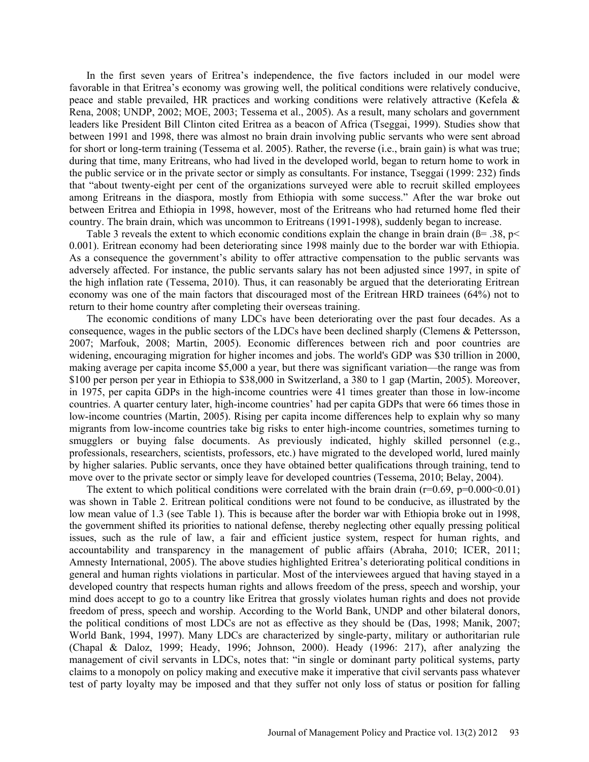In the first seven years of Eritrea's independence, the five factors included in our model were favorable in that Eritrea's economy was growing well, the political conditions were relatively conducive, peace and stable prevailed, HR practices and working conditions were relatively attractive (Kefela & Rena, 2008; UNDP, 2002; MOE, 2003; Tessema et al., 2005). As a result, many scholars and government leaders like President Bill Clinton cited Eritrea as a beacon of Africa (Tseggai, 1999). Studies show that between 1991 and 1998, there was almost no brain drain involving public servants who were sent abroad for short or long-term training (Tessema et al. 2005). Rather, the reverse (i.e., brain gain) is what was true; during that time, many Eritreans, who had lived in the developed world, began to return home to work in the public service or in the private sector or simply as consultants. For instance, Tseggai (1999: 232) finds that "about twenty-eight per cent of the organizations surveyed were able to recruit skilled employees among Eritreans in the diaspora, mostly from Ethiopia with some success." After the war broke out between Eritrea and Ethiopia in 1998, however, most of the Eritreans who had returned home fled their country. The brain drain, which was uncommon to Eritreans (1991-1998), suddenly began to increase.

Table 3 reveals the extent to which economic conditions explain the change in brain drain ($ß= .38$, $p< 0.001$). Eritrean economy had been deteriorating since 1998 mainly due to the border war with Ethiopia. As a consequence the government's ability to offer attractive compensation to the public servants was adversely affected. For instance, the public servants salary has not been adjusted since 1997, in spite of the high inflation rate (Tessema, 2010). Thus, it can reasonably be argued that the deteriorating Eritrean economy was one of the main factors that discouraged most of the Eritrean HRD trainees (64%) not to return to their home country after completing their overseas training.

The economic conditions of many LDCs have been deteriorating over the past four decades. As a consequence, wages in the public sectors of the LDCs have been declined sharply (Clemens & Pettersson, 2007; Marfouk, 2008; Martin, 2005). Economic differences between rich and poor countries are widening, encouraging migration for higher incomes and jobs. The world's GDP was $30 trillion in 2000, making average per capita income $5,000 a year, but there was significant variation—the range was from $100 per person per year in Ethiopia to $38,000 in Switzerland, a 380 to 1 gap (Martin, 2005). Moreover, in 1975, per capita GDPs in the high-income countries were 41 times greater than those in low-income countries. A quarter century later, high-income countries' had per capita GDPs that were 66 times those in low-income countries (Martin, 2005). Rising per capita income differences help to explain why so many migrants from low-income countries take big risks to enter high-income countries, sometimes turning to smugglers or buying false documents. As previously indicated, highly skilled personnel (e.g., professionals, researchers, scientists, professors, etc.) have migrated to the developed world, lured mainly by higher salaries. Public servants, once they have obtained better qualifications through training, tend to move over to the private sector or simply leave for developed countries (Tessema, 2010; Belay, 2004).

The extent to which political conditions were correlated with the brain drain ($r=0.69$, $p=0.000<0.01$) was shown in Table 2. Eritrean political conditions were not found to be conducive, as illustrated by the low mean value of 1.3 (see Table 1). This is because after the border war with Ethiopia broke out in 1998, the government shifted its priorities to national defense, thereby neglecting other equally pressing political issues, such as the rule of law, a fair and efficient justice system, respect for human rights, and accountability and transparency in the management of public affairs (Abraha, 2010; ICER, 2011; Amnesty International, 2005). The above studies highlighted Eritrea's deteriorating political conditions in general and human rights violations in particular. Most of the interviewees argued that having stayed in a developed country that respects human rights and allows freedom of the press, speech and worship, your mind does accept to go to a country like Eritrea that grossly violates human rights and does not provide freedom of press, speech and worship. According to the World Bank, UNDP and other bilateral donors, the political conditions of most LDCs are not as effective as they should be (Das, 1998; Manik, 2007; World Bank, 1994, 1997). Many LDCs are characterized by single-party, military or authoritarian rule (Chapal & Daloz, 1999; Heady, 1996; Johnson, 2000). Heady (1996: 217), after analyzing the management of civil servants in LDCs, notes that: "in single or dominant party political systems, party claims to a monopoly on policy making and executive make it imperative that civil servants pass whatever test of party loyalty may be imposed and that they suffer not only loss of status or position for falling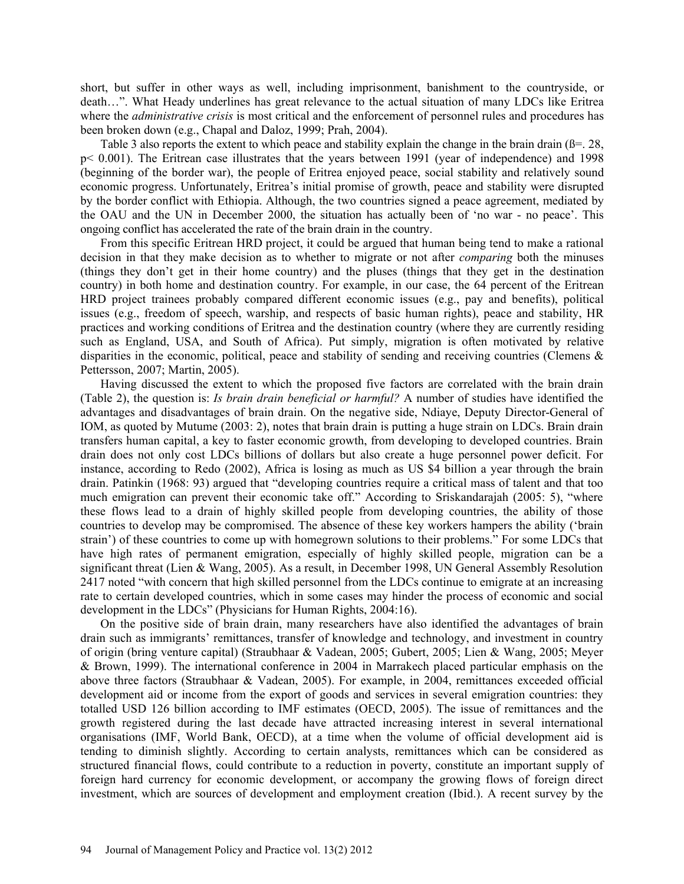short, but suffer in other ways as well, including imprisonment, banishment to the countryside, or death…". What Heady underlines has great relevance to the actual situation of many LDCs like Eritrea where the *administrative crisis* is most critical and the enforcement of personnel rules and procedures has been broken down (e.g., Chapal and Daloz, 1999; Prah, 2004).

Table 3 also reports the extent to which peace and stability explain the change in the brain drain (ß=. 28, p< 0.001). The Eritrean case illustrates that the years between 1991 (year of independence) and 1998 (beginning of the border war), the people of Eritrea enjoyed peace, social stability and relatively sound economic progress. Unfortunately, Eritrea's initial promise of growth, peace and stability were disrupted by the border conflict with Ethiopia. Although, the two countries signed a peace agreement, mediated by the OAU and the UN in December 2000, the situation has actually been of 'no war - no peace'. This ongoing conflict has accelerated the rate of the brain drain in the country.

From this specific Eritrean HRD project, it could be argued that human being tend to make a rational decision in that they make decision as to whether to migrate or not after *comparing* both the minuses (things they don't get in their home country) and the pluses (things that they get in the destination country) in both home and destination country. For example, in our case, the 64 percent of the Eritrean HRD project trainees probably compared different economic issues (e.g., pay and benefits), political issues (e.g., freedom of speech, warship, and respects of basic human rights), peace and stability, HR practices and working conditions of Eritrea and the destination country (where they are currently residing such as England, USA, and South of Africa). Put simply, migration is often motivated by relative disparities in the economic, political, peace and stability of sending and receiving countries (Clemens & Pettersson, 2007; Martin, 2005).

Having discussed the extent to which the proposed five factors are correlated with the brain drain (Table 2), the question is: *Is brain drain beneficial or harmful?* A number of studies have identified the advantages and disadvantages of brain drain. On the negative side, Ndiaye, Deputy Director-General of IOM, as quoted by Mutume (2003: 2), notes that brain drain is putting a huge strain on LDCs. Brain drain transfers human capital, a key to faster economic growth, from developing to developed countries. Brain drain does not only cost LDCs billions of dollars but also create a huge personnel power deficit. For instance, according to Redo (2002), Africa is losing as much as US $4 billion a year through the brain drain. Patinkin (1968: 93) argued that "developing countries require a critical mass of talent and that too much emigration can prevent their economic take off." According to Sriskandarajah (2005: 5), "where these flows lead to a drain of highly skilled people from developing countries, the ability of those countries to develop may be compromised. The absence of these key workers hampers the ability ('brain strain') of these countries to come up with homegrown solutions to their problems." For some LDCs that have high rates of permanent emigration, especially of highly skilled people, migration can be a significant threat (Lien & Wang, 2005). As a result, in December 1998, UN General Assembly Resolution 2417 noted "with concern that high skilled personnel from the LDCs continue to emigrate at an increasing rate to certain developed countries, which in some cases may hinder the process of economic and social development in the LDCs" (Physicians for Human Rights, 2004:16).

On the positive side of brain drain, many researchers have also identified the advantages of brain drain such as immigrants' remittances, transfer of knowledge and technology, and investment in country of origin (bring venture capital) (Straubhaar & Vadean, 2005; Gubert, 2005; Lien & Wang, 2005; Meyer & Brown, 1999). The international conference in 2004 in Marrakech placed particular emphasis on the above three factors (Straubhaar & Vadean, 2005). For example, in 2004, remittances exceeded official development aid or income from the export of goods and services in several emigration countries: they totalled USD 126 billion according to IMF estimates (OECD, 2005). The issue of remittances and the growth registered during the last decade have attracted increasing interest in several international organisations (IMF, World Bank, OECD), at a time when the volume of official development aid is tending to diminish slightly. According to certain analysts, remittances which can be considered as structured financial flows, could contribute to a reduction in poverty, constitute an important supply of foreign hard currency for economic development, or accompany the growing flows of foreign direct investment, which are sources of development and employment creation (Ibid.). A recent survey by the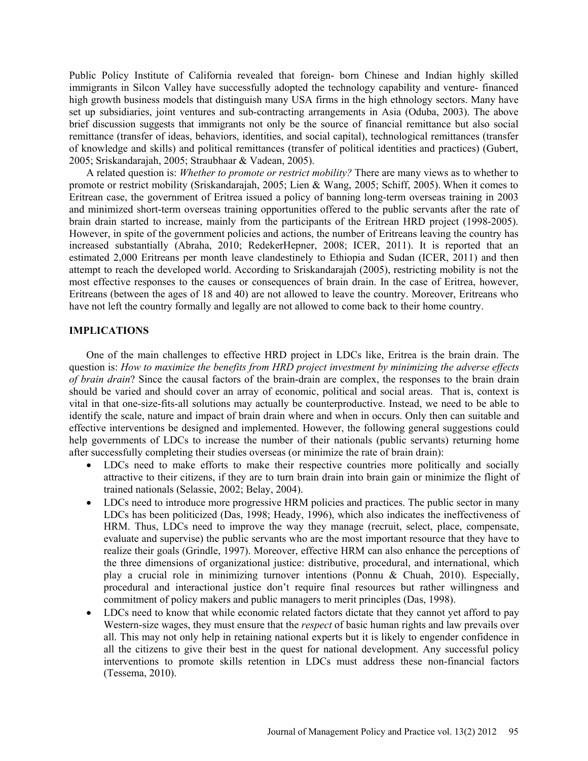Public Policy Institute of California revealed that foreign- born Chinese and Indian highly skilled immigrants in Silcon Valley have successfully adopted the technology capability and venture- financed high growth business models that distinguish many USA firms in the high ethnology sectors. Many have set up subsidiaries, joint ventures and sub-contracting arrangements in Asia (Oduba, 2003). The above brief discussion suggests that immigrants not only be the source of financial remittance but also social remittance (transfer of ideas, behaviors, identities, and social capital), technological remittances (transfer of knowledge and skills) and political remittances (transfer of political identities and practices) (Gubert, 2005; Sriskandarajah, 2005; Straubhaar & Vadean, 2005).

A related question is: *Whether to promote or restrict mobility?* There are many views as to whether to promote or restrict mobility (Sriskandarajah, 2005; Lien & Wang, 2005; Schiff, 2005). When it comes to Eritrean case, the government of Eritrea issued a policy of banning long-term overseas training in 2003 and minimized short-term overseas training opportunities offered to the public servants after the rate of brain drain started to increase, mainly from the participants of the Eritrean HRD project (1998-2005). However, in spite of the government policies and actions, the number of Eritreans leaving the country has increased substantially (Abraha, 2010; RedekerHepner, 2008; ICER, 2011). It is reported that an estimated 2,000 Eritreans per month leave clandestinely to Ethiopia and Sudan (ICER, 2011) and then attempt to reach the developed world. According to Sriskandarajah (2005), restricting mobility is not the most effective responses to the causes or consequences of brain drain. In the case of Eritrea, however, Eritreans (between the ages of 18 and 40) are not allowed to leave the country. Moreover, Eritreans who have not left the country formally and legally are not allowed to come back to their home country.

## IMPLICATIONS

One of the main challenges to effective HRD project in LDCs like, Eritrea is the brain drain. The question is: *How to maximize the benefits from HRD project investment by minimizing the adverse effects of brain drain*? Since the causal factors of the brain-drain are complex, the responses to the brain drain should be varied and should cover an array of economic, political and social areas. That is, context is vital in that one-size-fits-all solutions may actually be counterproductive. Instead, we need to be able to identify the scale, nature and impact of brain drain where and when in occurs. Only then can suitable and effective interventions be designed and implemented. However, the following general suggestions could help governments of LDCs to increase the number of their nationals (public servants) returning home after successfully completing their studies overseas (or minimize the rate of brain drain):

- LDCs need to make efforts to make their respective countries more politically and socially attractive to their citizens, if they are to turn brain drain into brain gain or minimize the flight of trained nationals (Selassie, 2002; Belay, 2004).
- LDCs need to introduce more progressive HRM policies and practices. The public sector in many LDCs has been politicized (Das, 1998; Heady, 1996), which also indicates the ineffectiveness of HRM. Thus, LDCs need to improve the way they manage (recruit, select, place, compensate, evaluate and supervise) the public servants who are the most important resource that they have to realize their goals (Grindle, 1997). Moreover, effective HRM can also enhance the perceptions of the three dimensions of organizational justice: distributive, procedural, and international, which play a crucial role in minimizing turnover intentions (Ponnu & Chuah, 2010). Especially, procedural and interactional justice don't require final resources but rather willingness and commitment of policy makers and public managers to merit principles (Das, 1998).
- LDCs need to know that while economic related factors dictate that they cannot yet afford to pay Western-size wages, they must ensure that the *respect* of basic human rights and law prevails over all. This may not only help in retaining national experts but it is likely to engender confidence in all the citizens to give their best in the quest for national development. Any successful policy interventions to promote skills retention in LDCs must address these non-financial factors (Tessema, 2010).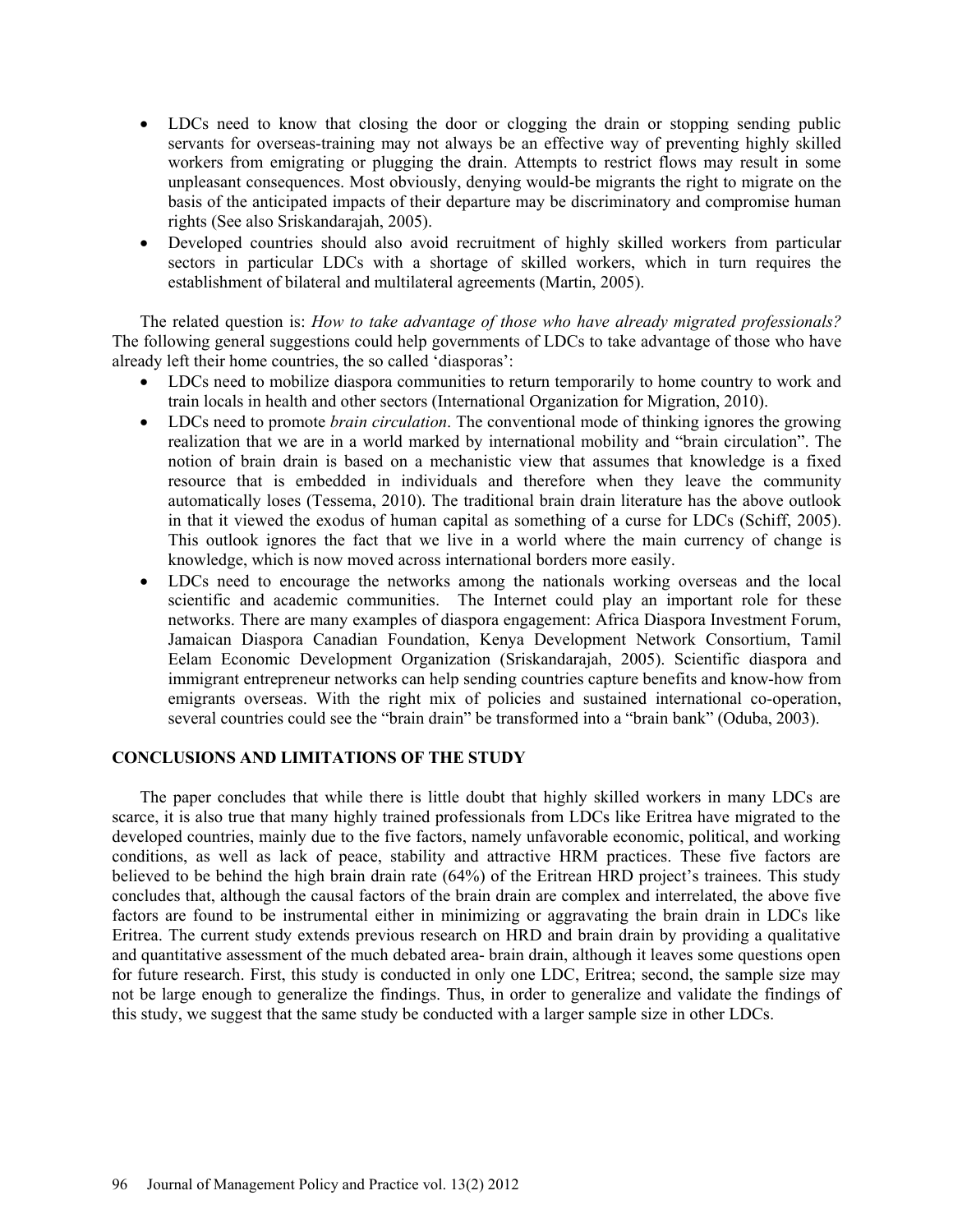- LDCs need to know that closing the door or clogging the drain or stopping sending public servants for overseas-training may not always be an effective way of preventing highly skilled workers from emigrating or plugging the drain. Attempts to restrict flows may result in some unpleasant consequences. Most obviously, denying would-be migrants the right to migrate on the basis of the anticipated impacts of their departure may be discriminatory and compromise human rights (See also Sriskandarajah, 2005).
- Developed countries should also avoid recruitment of highly skilled workers from particular sectors in particular LDCs with a shortage of skilled workers, which in turn requires the establishment of bilateral and multilateral agreements (Martin, 2005).

The related question is: *How to take advantage of those who have already migrated professionals?* The following general suggestions could help governments of LDCs to take advantage of those who have already left their home countries, the so called 'diasporas':

- LDCs need to mobilize diaspora communities to return temporarily to home country to work and train locals in health and other sectors (International Organization for Migration, 2010).
- LDCs need to promote *brain circulation*. The conventional mode of thinking ignores the growing realization that we are in a world marked by international mobility and "brain circulation". The notion of brain drain is based on a mechanistic view that assumes that knowledge is a fixed resource that is embedded in individuals and therefore when they leave the community automatically loses (Tessema, 2010). The traditional brain drain literature has the above outlook in that it viewed the exodus of human capital as something of a curse for LDCs (Schiff, 2005). This outlook ignores the fact that we live in a world where the main currency of change is knowledge, which is now moved across international borders more easily.
- LDCs need to encourage the networks among the nationals working overseas and the local scientific and academic communities. The Internet could play an important role for these networks. There are many examples of diaspora engagement: Africa Diaspora Investment Forum, Jamaican Diaspora Canadian Foundation, Kenya Development Network Consortium, Tamil Eelam Economic Development Organization (Sriskandarajah, 2005). Scientific diaspora and immigrant entrepreneur networks can help sending countries capture benefits and know-how from emigrants overseas. With the right mix of policies and sustained international co-operation, several countries could see the "brain drain" be transformed into a "brain bank" (Oduba, 2003).

## CONCLUSIONS AND LIMITATIONS OF THE STUDY

The paper concludes that while there is little doubt that highly skilled workers in many LDCs are scarce, it is also true that many highly trained professionals from LDCs like Eritrea have migrated to the developed countries, mainly due to the five factors, namely unfavorable economic, political, and working conditions, as well as lack of peace, stability and attractive HRM practices. These five factors are believed to be behind the high brain drain rate (64%) of the Eritrean HRD project's trainees. This study concludes that, although the causal factors of the brain drain are complex and interrelated, the above five factors are found to be instrumental either in minimizing or aggravating the brain drain in LDCs like Eritrea. The current study extends previous research on HRD and brain drain by providing a qualitative and quantitative assessment of the much debated area- brain drain, although it leaves some questions open for future research. First, this study is conducted in only one LDC, Eritrea; second, the sample size may not be large enough to generalize the findings. Thus, in order to generalize and validate the findings of this study, we suggest that the same study be conducted with a larger sample size in other LDCs.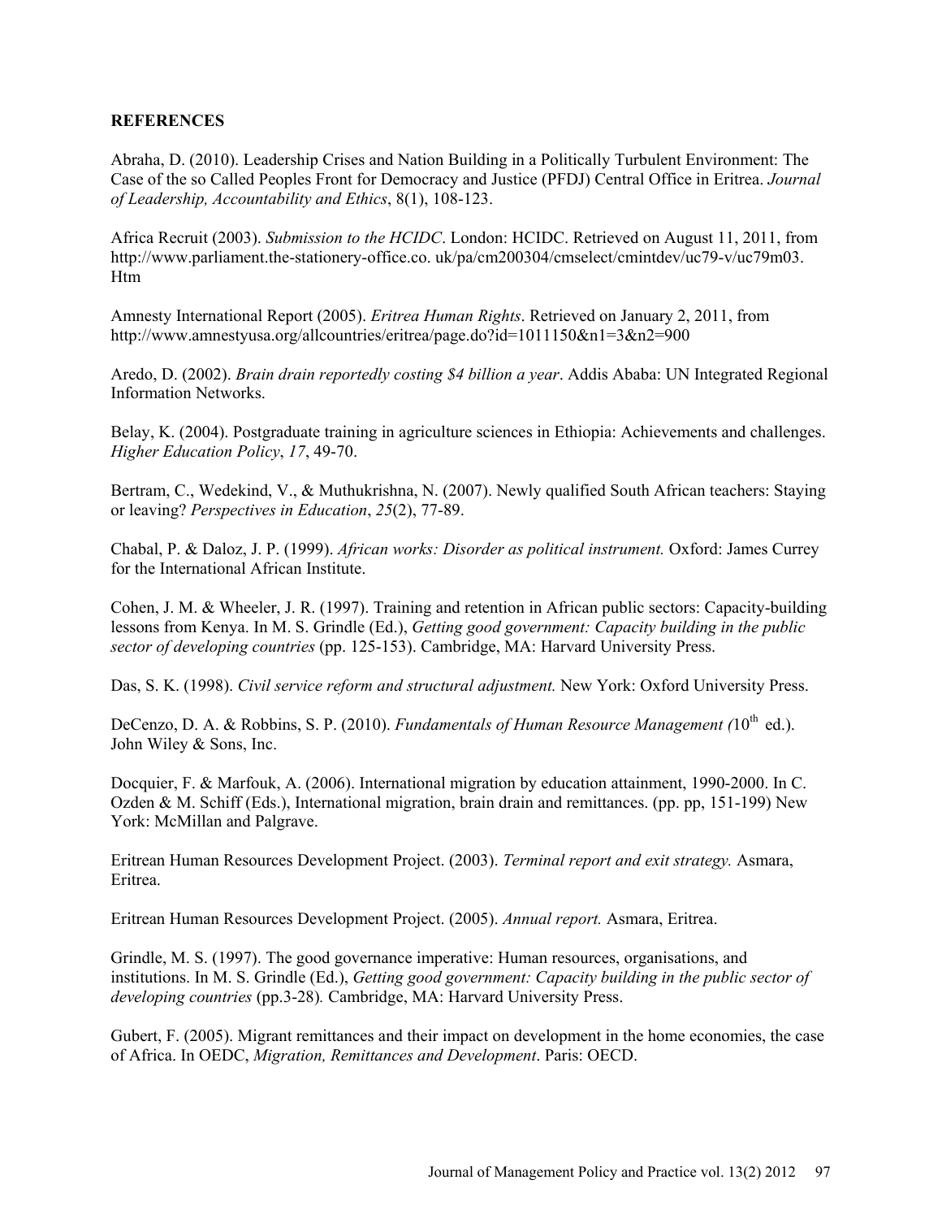**REFERENCES**

Abraha, D. (2010). Leadership Crises and Nation Building in a Politically Turbulent Environment: The Case of the so Called Peoples Front for Democracy and Justice (PFDJ) Central Office in Eritrea. *Journal of Leadership, Accountability and Ethics*, 8(1), 108-123.

Africa Recruit (2003). *Submission to the HCIDC*. London: HCIDC. Retrieved on August 11, 2011, from http://www.parliament.the-stationery-office.co. uk/pa/cm200304/cmselect/cmintdev/uc79-v/uc79m03. Htm

Amnesty International Report (2005). *Eritrea Human Rights*. Retrieved on January 2, 2011, from http://www.amnestyusa.org/allcountries/eritrea/page.do?id=1011150&n1=3&n2=900

Aredo, D. (2002). *Brain drain reportedly costing $4 billion a year*. Addis Ababa: UN Integrated Regional Information Networks.

Belay, K. (2004). Postgraduate training in agriculture sciences in Ethiopia: Achievements and challenges. *Higher Education Policy*, *17*, 49-70.

Bertram, C., Wedekind, V., & Muthukrishna, N. (2007). Newly qualified South African teachers: Staying or leaving? *Perspectives in Education*, *25*(2), 77-89.

Chabal, P. & Daloz, J. P. (1999). *African works: Disorder as political instrument.* Oxford: James Currey for the International African Institute.

Cohen, J. M. & Wheeler, J. R. (1997). Training and retention in African public sectors: Capacity-building lessons from Kenya. In M. S. Grindle (Ed.), *Getting good government: Capacity building in the public sector of developing countries* (pp. 125-153). Cambridge, MA: Harvard University Press.

Das, S. K. (1998). *Civil service reform and structural adjustment.* New York: Oxford University Press.

DeCenzo, D. A. & Robbins, S. P. (2010). *Fundamentals of Human Resource Management (*10th ed.). John Wiley & Sons, Inc.

Docquier, F. & Marfouk, A. (2006). International migration by education attainment, 1990-2000. In C. Ozden & M. Schiff (Eds.), International migration, brain drain and remittances. (pp. pp, 151-199) New York: McMillan and Palgrave.

Eritrean Human Resources Development Project. (2003). *Terminal report and exit strategy.* Asmara, Eritrea.

Eritrean Human Resources Development Project. (2005). *Annual report.* Asmara, Eritrea.

Grindle, M. S. (1997). The good governance imperative: Human resources, organisations, and institutions. In M. S. Grindle (Ed.), *Getting good government: Capacity building in the public sector of developing countries* (pp.3-28)*.* Cambridge, MA: Harvard University Press.

Gubert, F. (2005). Migrant remittances and their impact on development in the home economies, the case of Africa. In OEDC, *Migration, Remittances and Development*. Paris: OECD.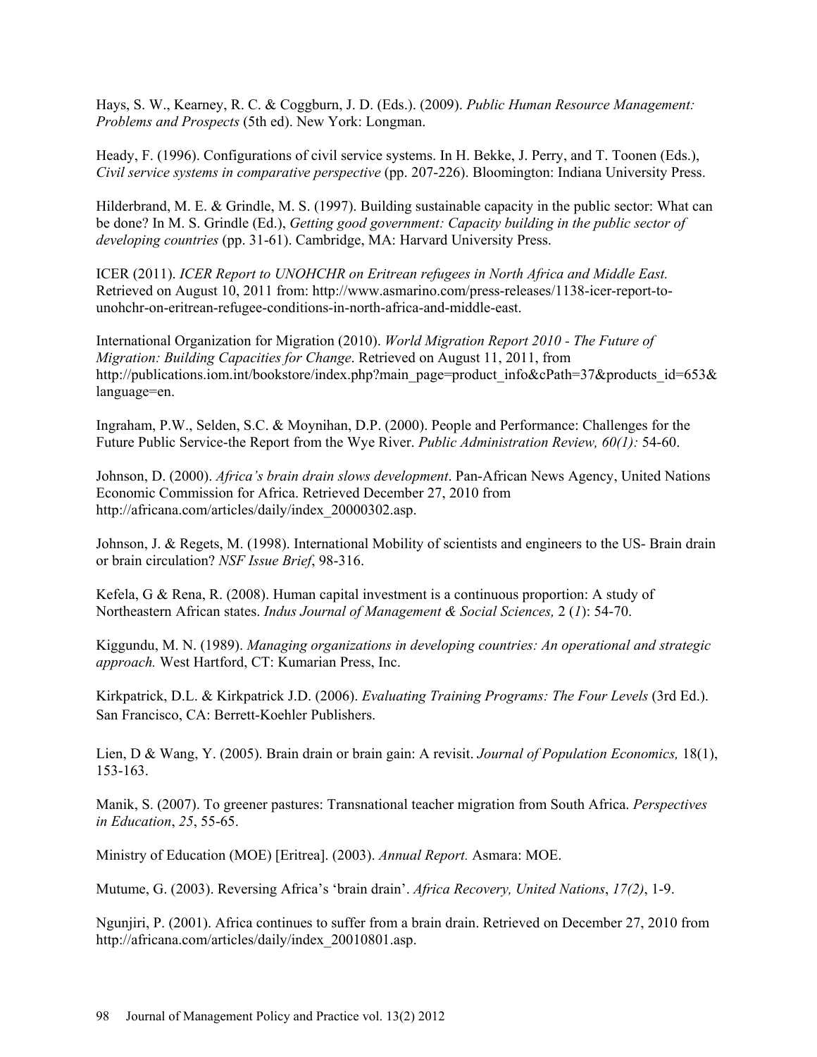Hays, S. W., Kearney, R. C. & Coggburn, J. D. (Eds.). (2009). *Public Human Resource Management: Problems and Prospects* (5th ed). New York: Longman.

Heady, F. (1996). Configurations of civil service systems. In H. Bekke, J. Perry, and T. Toonen (Eds.), *Civil service systems in comparative perspective* (pp. 207-226). Bloomington: Indiana University Press.

Hilderbrand, M. E. & Grindle, M. S. (1997). Building sustainable capacity in the public sector: What can be done? In M. S. Grindle (Ed.), *Getting good government: Capacity building in the public sector of developing countries* (pp. 31-61). Cambridge, MA: Harvard University Press.

ICER (2011). *ICER Report to UNOHCHR on Eritrean refugees in North Africa and Middle East.* Retrieved on August 10, 2011 from: http://www.asmarino.com/press-releases/1138-icer-report-to-unohchr-on-eritrean-refugee-conditions-in-north-africa-and-middle-east.

International Organization for Migration (2010). *World Migration Report 2010 - The Future of Migration: Building Capacities for Change*. Retrieved on August 11, 2011, from http://publications.iom.int/bookstore/index.php?main_page=product_info&cPath=37&products_id=653&language=en.

Ingraham, P.W., Selden, S.C. & Moynihan, D.P. (2000). People and Performance: Challenges for the Future Public Service-the Report from the Wye River. *Public Administration Review, 60(1):* 54-60.

Johnson, D. (2000). *Africa's brain drain slows development*. Pan-African News Agency, United Nations Economic Commission for Africa. Retrieved December 27, 2010 from http://africana.com/articles/daily/index_20000302.asp.

Johnson, J. & Regets, M. (1998). International Mobility of scientists and engineers to the US- Brain drain or brain circulation? *NSF Issue Brief*, 98-316.

Kefela, G & Rena, R. (2008). Human capital investment is a continuous proportion: A study of Northeastern African states. *Indus Journal of Management & Social Sciences,* 2 (*1*): 54-70.

Kiggundu, M. N. (1989). *Managing organizations in developing countries: An operational and strategic approach.* West Hartford, CT: Kumarian Press, Inc.

Kirkpatrick, D.L. & Kirkpatrick J.D. (2006). *Evaluating Training Programs: The Four Levels* (3rd Ed.). San Francisco, CA: Berrett-Koehler Publishers.

Lien, D & Wang, Y. (2005). Brain drain or brain gain: A revisit. *Journal of Population Economics,* 18(1), 153-163.

Manik, S. (2007). To greener pastures: Transnational teacher migration from South Africa. *Perspectives in Education*, *25*, 55-65.

Ministry of Education (MOE) [Eritrea]. (2003). *Annual Report.* Asmara: MOE.

Mutume, G. (2003). Reversing Africa's 'brain drain'. *Africa Recovery, United Nations*, *17(2)*, 1-9.

Ngunjiri, P. (2001). Africa continues to suffer from a brain drain. Retrieved on December 27, 2010 from http://africana.com/articles/daily/index_20010801.asp.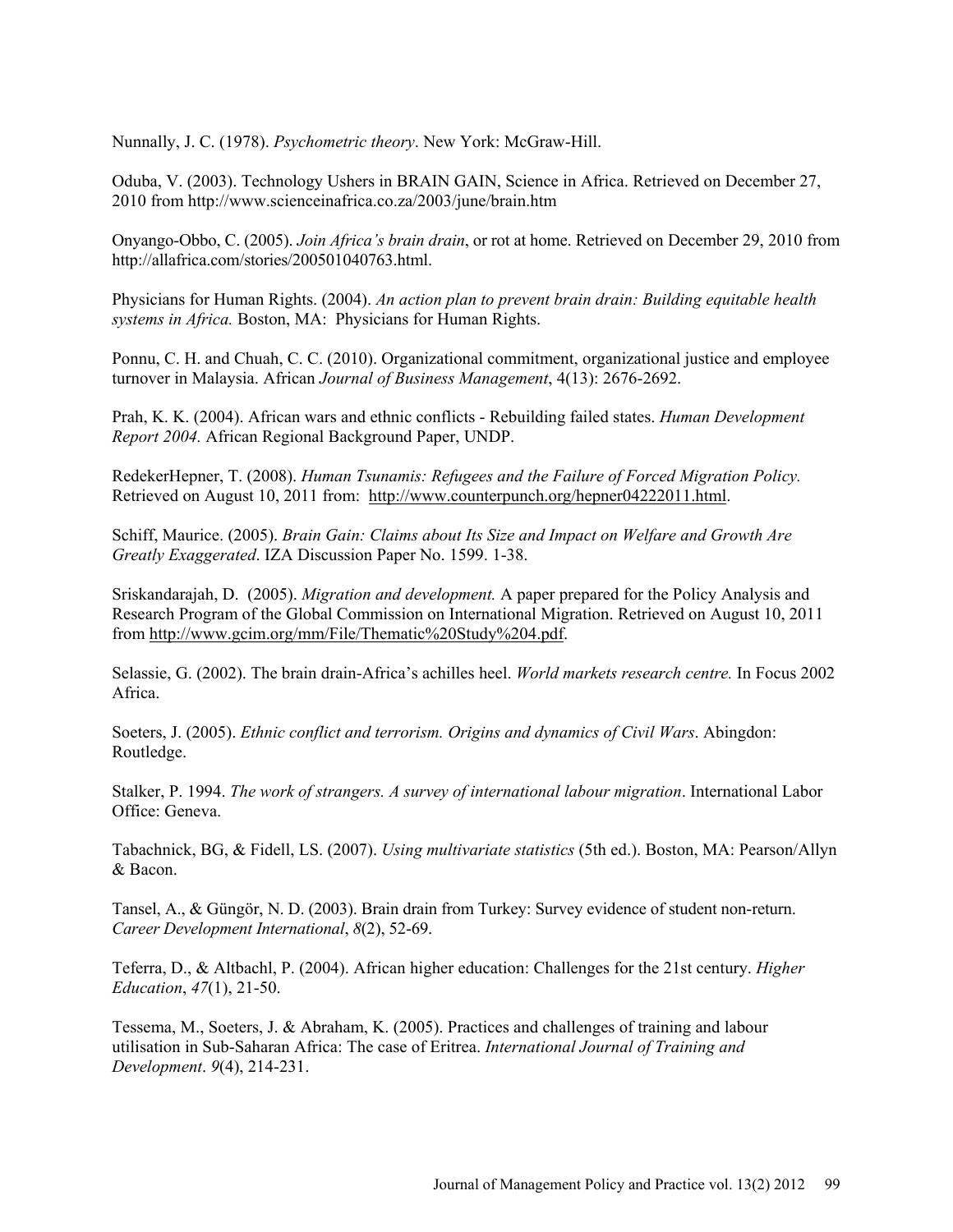Nunnally, J. C. (1978). *Psychometric theory*. New York: McGraw-Hill.

Oduba, V. (2003). Technology Ushers in BRAIN GAIN, Science in Africa. Retrieved on December 27, 2010 from http://www.scienceinafrica.co.za/2003/june/brain.htm

Onyango-Obbo, C. (2005). *Join Africa's brain drain*, or rot at home. Retrieved on December 29, 2010 from http://allafrica.com/stories/200501040763.html.

Physicians for Human Rights. (2004). *An action plan to prevent brain drain: Building equitable health systems in Africa.* Boston, MA: Physicians for Human Rights.

Ponnu, C. H. and Chuah, C. C. (2010). Organizational commitment, organizational justice and employee turnover in Malaysia. African *Journal of Business Management*, 4(13): 2676-2692.

Prah, K. K. (2004). African wars and ethnic conflicts - Rebuilding failed states. *Human Development Report 2004.* African Regional Background Paper, UNDP.

RedekerHepner, T. (2008). *Human Tsunamis: Refugees and the Failure of Forced Migration Policy.* Retrieved on August 10, 2011 from: http://www.counterpunch.org/hepner04222011.html.

Schiff, Maurice. (2005). *Brain Gain: Claims about Its Size and Impact on Welfare and Growth Are Greatly Exaggerated*. IZA Discussion Paper No. 1599. 1-38.

Sriskandarajah, D. (2005). *Migration and development.* A paper prepared for the Policy Analysis and Research Program of the Global Commission on International Migration. Retrieved on August 10, 2011 from http://www.gcim.org/mm/File/Thematic%20Study%204.pdf.

Selassie, G. (2002). The brain drain-Africa's achilles heel. *World markets research centre.* In Focus 2002 Africa.

Soeters, J. (2005). *Ethnic conflict and terrorism. Origins and dynamics of Civil Wars*. Abingdon: Routledge.

Stalker, P. 1994. *The work of strangers. A survey of international labour migration*. International Labor Office: Geneva.

Tabachnick, BG, & Fidell, LS. (2007). *Using multivariate statistics* (5th ed.). Boston, MA: Pearson/Allyn & Bacon.

Tansel, A., & Güngör, N. D. (2003). Brain drain from Turkey: Survey evidence of student non-return. *Career Development International*, *8*(2), 52-69.

Teferra, D., & Altbachl, P. (2004). African higher education: Challenges for the 21st century. *Higher Education*, *47*(1), 21-50.

Tessema, M., Soeters, J. & Abraham, K. (2005). Practices and challenges of training and labour utilisation in Sub-Saharan Africa: The case of Eritrea. *International Journal of Training and Development*. *9*(4), 214-231.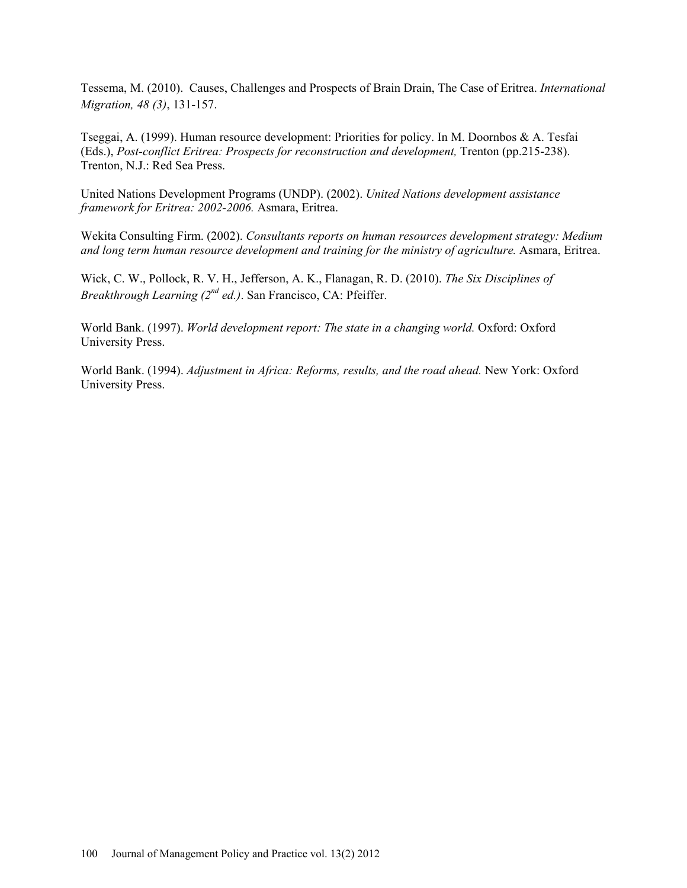Tessema, M. (2010). Causes, Challenges and Prospects of Brain Drain, The Case of Eritrea. *International Migration, 48 (3)*, 131-157.

Tseggai, A. (1999). Human resource development: Priorities for policy. In M. Doornbos & A. Tesfai (Eds.), *Post-conflict Eritrea: Prospects for reconstruction and development,* Trenton (pp.215-238). Trenton, N.J.: Red Sea Press.

United Nations Development Programs (UNDP). (2002). *United Nations development assistance framework for Eritrea: 2002-2006.* Asmara, Eritrea.

Wekita Consulting Firm. (2002). *Consultants reports on human resources development strategy: Medium and long term human resource development and training for the ministry of agriculture.* Asmara, Eritrea.

Wick, C. W., Pollock, R. V. H., Jefferson, A. K., Flanagan, R. D. (2010). *The Six Disciplines of Breakthrough Learning (2nd ed.)*. San Francisco, CA: Pfeiffer.

World Bank. (1997). *World development report: The state in a changing world.* Oxford: Oxford University Press.

World Bank. (1994). *Adjustment in Africa: Reforms, results, and the road ahead.* New York: Oxford University Press.